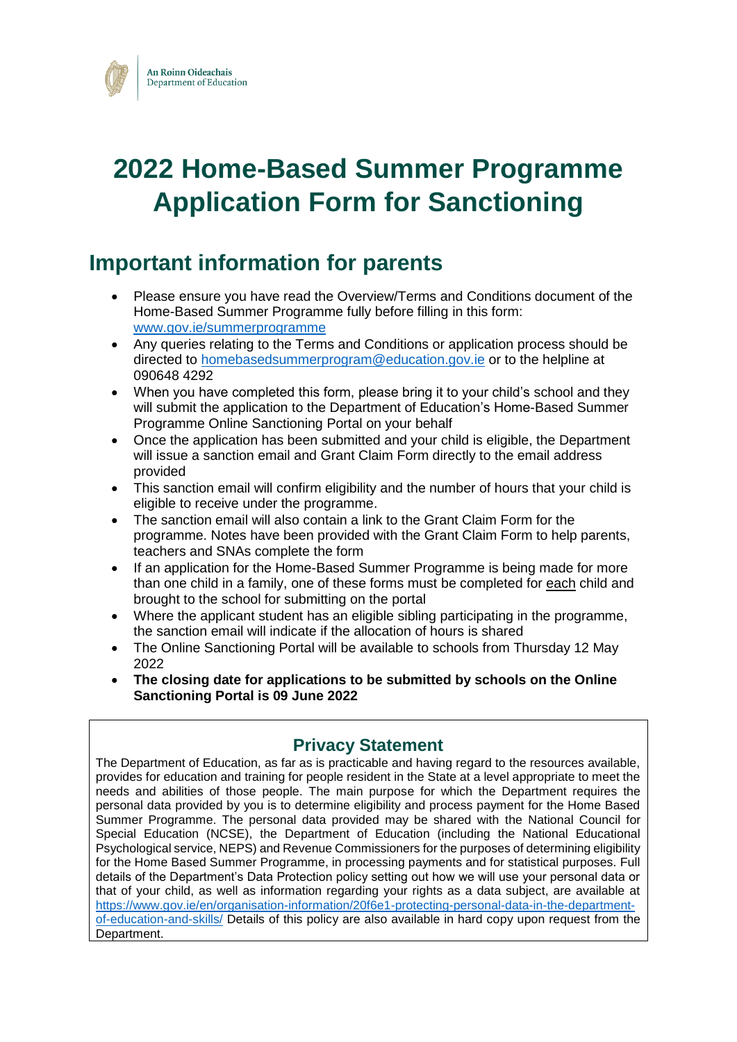An Roinn Oideachais
Department of Education

# 2022 Home-Based Summer Programme Application Form for Sanctioning

## Important information for parents

- Please ensure you have read the Overview/Terms and Conditions document of the Home-Based Summer Programme fully before filling in this form: [www.gov.ie/summerprogramme](www.gov.ie/summerprogramme)
- Any queries relating to the Terms and Conditions or application process should be directed to [homebasedsummerprogram@education.gov.ie](mailto:homebasedsummerprogram@education.gov.ie) or to the helpline at 090648 4292
- When you have completed this form, please bring it to your child's school and they will submit the application to the Department of Education's Home-Based Summer Programme Online Sanctioning Portal on your behalf
- Once the application has been submitted and your child is eligible, the Department will issue a sanction email and Grant Claim Form directly to the email address provided
- This sanction email will confirm eligibility and the number of hours that your child is eligible to receive under the programme.
- The sanction email will also contain a link to the Grant Claim Form for the programme. Notes have been provided with the Grant Claim Form to help parents, teachers and SNAs complete the form
- If an application for the Home-Based Summer Programme is being made for more than one child in a family, one of these forms must be completed for each child and brought to the school for submitting on the portal
- Where the applicant student has an eligible sibling participating in the programme, the sanction email will indicate if the allocation of hours is shared
- The Online Sanctioning Portal will be available to schools from Thursday 12 May 2022
- **The closing date for applications to be submitted by schools on the Online Sanctioning Portal is 09 June 2022**

### Privacy Statement

The Department of Education, as far as is practicable and having regard to the resources available, provides for education and training for people resident in the State at a level appropriate to meet the needs and abilities of those people. The main purpose for which the Department requires the personal data provided by you is to determine eligibility and process payment for the Home Based Summer Programme. The personal data provided may be shared with the National Council for Special Education (NCSE), the Department of Education (including the National Educational Psychological service, NEPS) and Revenue Commissioners for the purposes of determining eligibility for the Home Based Summer Programme, in processing payments and for statistical purposes. Full details of the Department's Data Protection policy setting out how we will use your personal data or that of your child, as well as information regarding your rights as a data subject, are available at [https://www.gov.ie/en/organisation-information/20f6e1-protecting-personal-data-in-the-department-of-education-and-skills/](https://www.gov.ie/en/organisation-information/20f6e1-protecting-personal-data-in-the-department-of-education-and-skills/) Details of this policy are also available in hard copy upon request from the Department.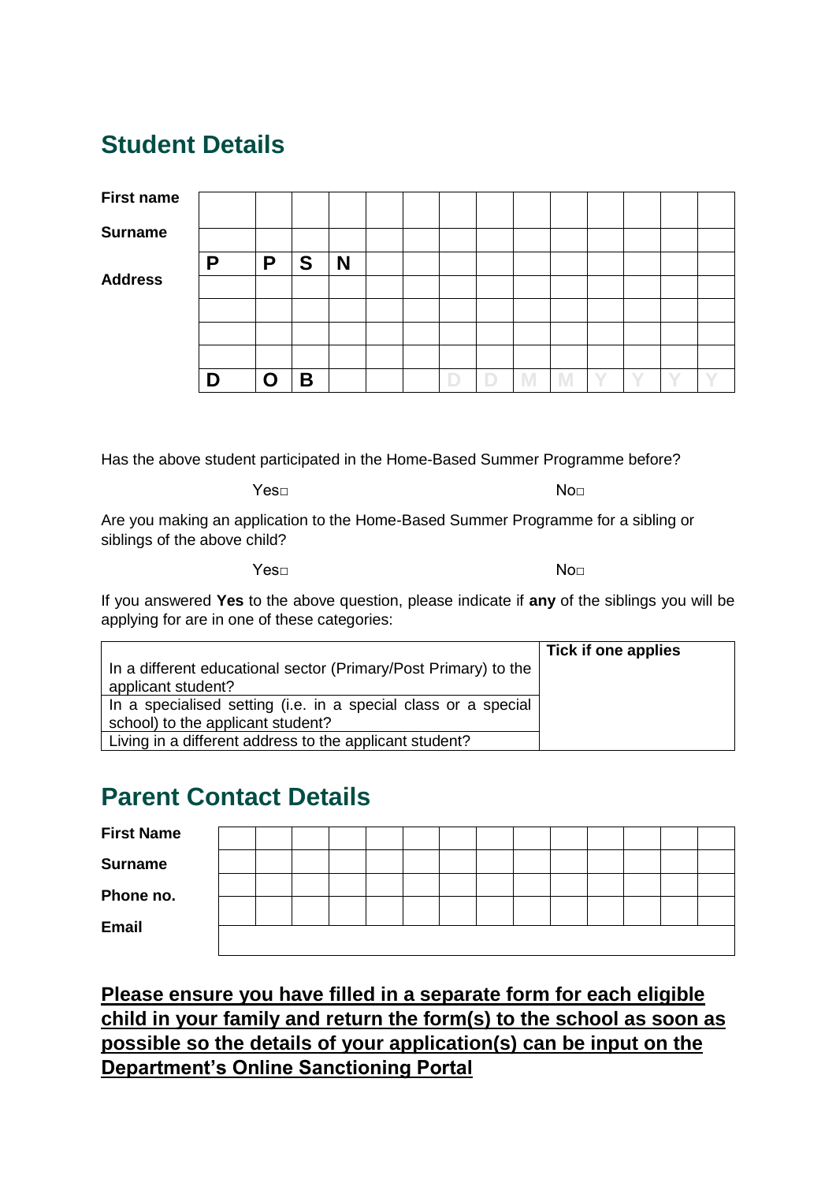## Student Details

| | | | | | | | | | | | | | | |
|---|---|---|---|---|---|---|---|---|---|---|---|---|---|---|
| **First name** | | | | | | | | | | | | | | |
| **Surname** | | | | | | | | | | | | | | |
| | **P** | **P** | **S** | **N** | | | | | | | | | | |
| **Address** | | | | | | | | | | | | | | |
| | | | | | | | | | | | | | | |
| | | | | | | | | | | | | | | |
| | | | | | | | | | | | | | | |
| | **D** | **O** | **B** | | | | D | D | M | M | Y | Y | Y | Y |

Has the above student participated in the Home-Based Summer Programme before?

Yes□ No□

Are you making an application to the Home-Based Summer Programme for a sibling or siblings of the above child?

Yes□ No□

If you answered **Yes** to the above question, please indicate if **any** of the siblings you will be applying for are in one of these categories:

| | **Tick if one applies** |
|---|---|
| In a different educational sector (Primary/Post Primary) to the applicant student? | |
| In a specialised setting (i.e. in a special class or a special school) to the applicant student? | |
| Living in a different address to the applicant student? | |

## Parent Contact Details

| | | | | | | | | | | | | | | |
|---|---|---|---|---|---|---|---|---|---|---|---|---|---|---|
| **First Name** | | | | | | | | | | | | | | |
| **Surname** | | | | | | | | | | | | | | |
| **Phone no.** | | | | | | | | | | | | | | |
| **Email** | | | | | | | | | | | | | | |

**Please ensure you have filled in a separate form for each eligible child in your family and return the form(s) to the school as soon as possible so the details of your application(s) can be input on the Department's Online Sanctioning Portal**